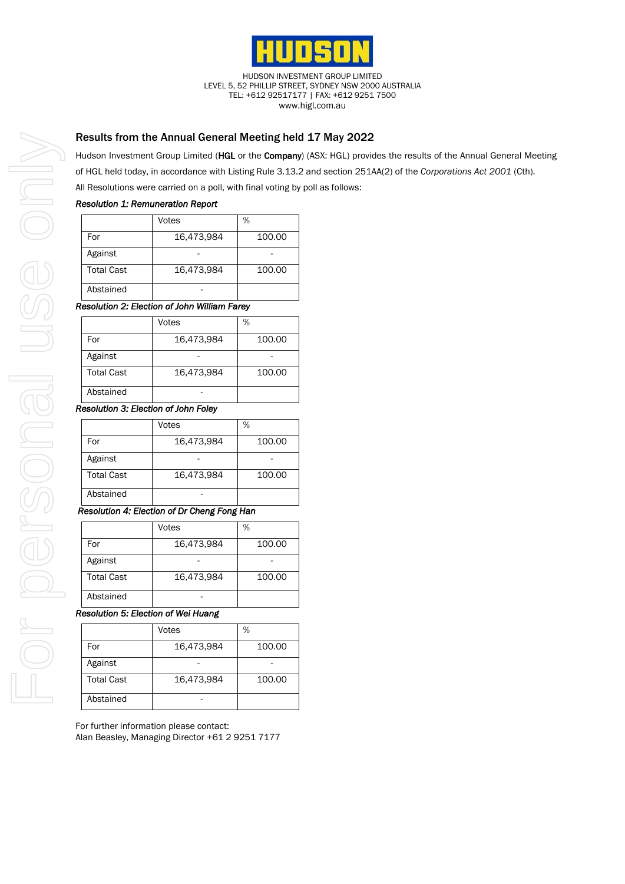HUDSON

HUDSON INVESTMENT GROUP LIMITED
LEVEL 5, 52 PHILLIP STREET, SYDNEY NSW 2000 AUSTRALIA
TEL: +612 92517177 | FAX: +612 9251 7500
www.higl.com.au

## Results from the Annual General Meeting held 17 May 2022

Hudson Investment Group Limited (**HGL** or the **Company**) (ASX: HGL) provides the results of the Annual General Meeting of HGL held today, in accordance with Listing Rule 3.13.2 and section 251AA(2) of the *Corporations Act 2001* (Cth).

All Resolutions were carried on a poll, with final voting by poll as follows:

***Resolution 1: Remuneration Report***

| | Votes | % |
|---|---|---|
| For | 16,473,984 | 100.00 |
| Against | - | - |
| Total Cast | 16,473,984 | 100.00 |
| Abstained | - | |

***Resolution 2: Election of John William Farey***

| | Votes | % |
|---|---|---|
| For | 16,473,984 | 100.00 |
| Against | - | - |
| Total Cast | 16,473,984 | 100.00 |
| Abstained | - | |

***Resolution 3: Election of John Foley***

| | Votes | % |
|---|---|---|
| For | 16,473,984 | 100.00 |
| Against | - | - |
| Total Cast | 16,473,984 | 100.00 |
| Abstained | - | |

***Resolution 4: Election of Dr Cheng Fong Han***

| | Votes | % |
|---|---|---|
| For | 16,473,984 | 100.00 |
| Against | - | - |
| Total Cast | 16,473,984 | 100.00 |
| Abstained | - | |

***Resolution 5: Election of Wei Huang***

| | Votes | % |
|---|---|---|
| For | 16,473,984 | 100.00 |
| Against | - | - |
| Total Cast | 16,473,984 | 100.00 |
| Abstained | - | |

For further information please contact:
Alan Beasley, Managing Director +61 2 9251 7177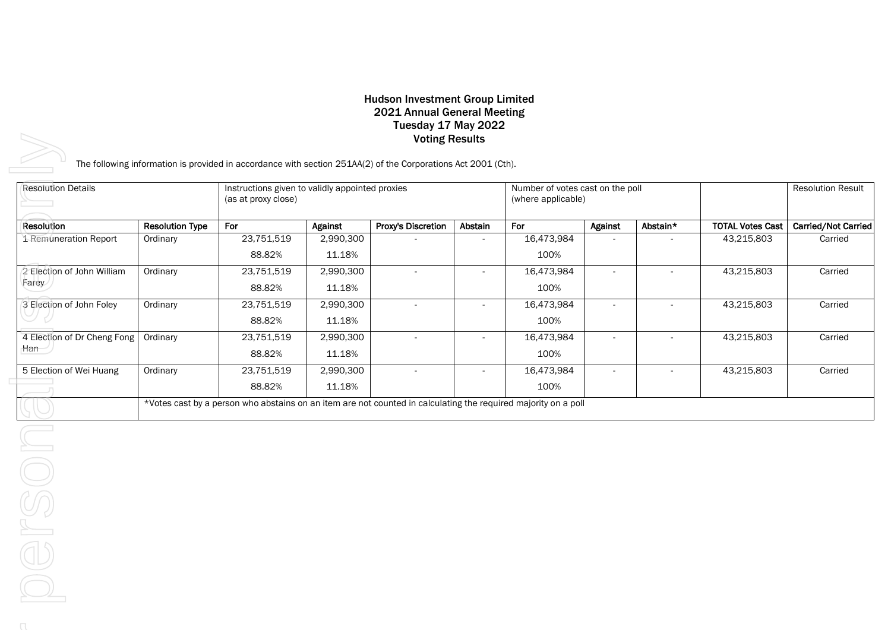# Hudson Investment Group Limited
## 2021 Annual General Meeting
## Tuesday 17 May 2022
## Voting Results

The following information is provided in accordance with section 251AA(2) of the Corporations Act 2001 (Cth).

| Resolution Details | | Instructions given to validly appointed proxies (as at proxy close) | | | | Number of votes cast on the poll (where applicable) | | | | Resolution Result |
|---|---|---|---|---|---|---|---|---|---|---|
| **Resolution** | **Resolution Type** | **For** | **Against** | **Proxy's Discretion** | **Abstain** | **For** | **Against** | **Abstain*** | **TOTAL Votes Cast** | **Carried/Not Carried** |
| 1 Remuneration Report | Ordinary | 23,751,519<br>88.82% | 2,990,300<br>11.18% | - | - | 16,473,984<br>100% | - | - | 43,215,803 | Carried |
| 2 Election of John William Farey | Ordinary | 23,751,519<br>88.82% | 2,990,300<br>11.18% | - | - | 16,473,984<br>100% | - | - | 43,215,803 | Carried |
| 3 Election of John Foley | Ordinary | 23,751,519<br>88.82% | 2,990,300<br>11.18% | - | - | 16,473,984<br>100% | - | - | 43,215,803 | Carried |
| 4 Election of Dr Cheng Fong Han | Ordinary | 23,751,519<br>88.82% | 2,990,300<br>11.18% | - | - | 16,473,984<br>100% | - | - | 43,215,803 | Carried |
| 5 Election of Wei Huang | Ordinary | 23,751,519<br>88.82% | 2,990,300<br>11.18% | - | - | 16,473,984<br>100% | - | - | 43,215,803 | Carried |
| | *Votes cast by a person who abstains on an item are not counted in calculating the required majority on a poll | | | | | | | | | |